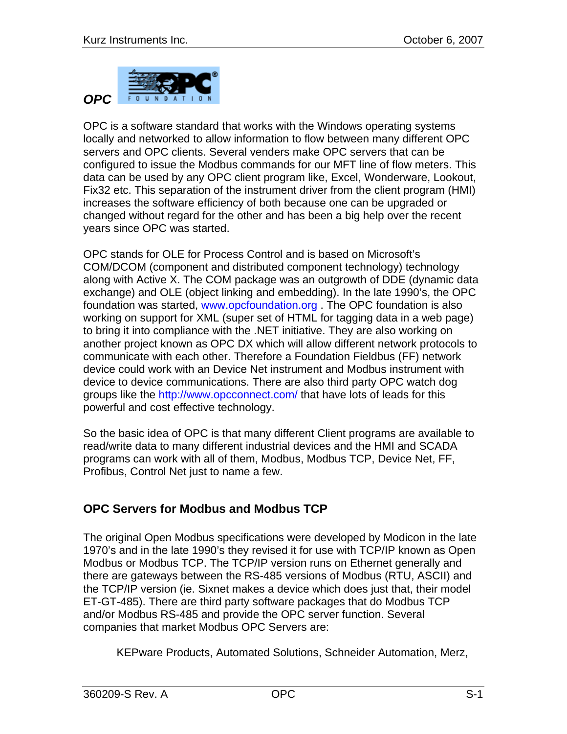# OPC

OPC is a software standard that works with the Windows operating systems locally and networked to allow information to flow between many different OPC servers and OPC clients. Several venders make OPC servers that can be configured to issue the Modbus commands for our MFT line of flow meters. This data can be used by any OPC client program like, Excel, Wonderware, Lookout, Fix32 etc. This separation of the instrument driver from the client program (HMI) increases the software efficiency of both because one can be upgraded or changed without regard for the other and has been a big help over the recent years since OPC was started.

OPC stands for OLE for Process Control and is based on Microsoft's COM/DCOM (component and distributed component technology) technology along with Active X. The COM package was an outgrowth of DDE (dynamic data exchange) and OLE (object linking and embedding). In the late 1990's, the OPC foundation was started, www.opcfoundation.org . The OPC foundation is also working on support for XML (super set of HTML for tagging data in a web page) to bring it into compliance with the .NET initiative. They are also working on another project known as OPC DX which will allow different network protocols to communicate with each other. Therefore a Foundation Fieldbus (FF) network device could work with an Device Net instrument and Modbus instrument with device to device communications. There are also third party OPC watch dog groups like the http://www.opcconnect.com/ that have lots of leads for this powerful and cost effective technology.

So the basic idea of OPC is that many different Client programs are available to read/write data to many different industrial devices and the HMI and SCADA programs can work with all of them, Modbus, Modbus TCP, Device Net, FF, Profibus, Control Net just to name a few.

## OPC Servers for Modbus and Modbus TCP

The original Open Modbus specifications were developed by Modicon in the late 1970's and in the late 1990's they revised it for use with TCP/IP known as Open Modbus or Modbus TCP. The TCP/IP version runs on Ethernet generally and there are gateways between the RS-485 versions of Modbus (RTU, ASCII) and the TCP/IP version (ie. Sixnet makes a device which does just that, their model ET-GT-485). There are third party software packages that do Modbus TCP and/or Modbus RS-485 and provide the OPC server function. Several companies that market Modbus OPC Servers are:

KEPware Products, Automated Solutions, Schneider Automation, Merz,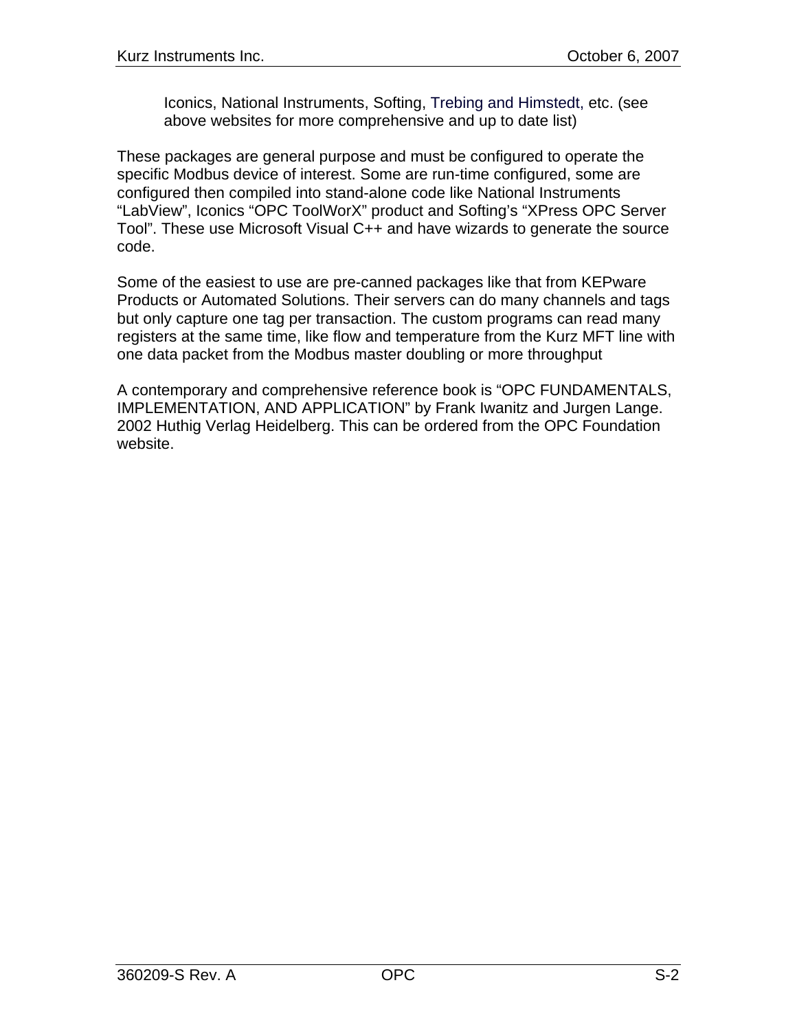Iconics, National Instruments, Softing, Trebing and Himstedt, etc. (see above websites for more comprehensive and up to date list)

These packages are general purpose and must be configured to operate the specific Modbus device of interest. Some are run-time configured, some are configured then compiled into stand-alone code like National Instruments “LabView”, Iconics “OPC ToolWorX” product and Softing’s “XPress OPC Server Tool”. These use Microsoft Visual C++ and have wizards to generate the source code.

Some of the easiest to use are pre-canned packages like that from KEPware Products or Automated Solutions. Their servers can do many channels and tags but only capture one tag per transaction. The custom programs can read many registers at the same time, like flow and temperature from the Kurz MFT line with one data packet from the Modbus master doubling or more throughput

A contemporary and comprehensive reference book is “OPC FUNDAMENTALS, IMPLEMENTATION, AND APPLICATION” by Frank Iwanitz and Jurgen Lange. 2002 Huthig Verlag Heidelberg. This can be ordered from the OPC Foundation website.